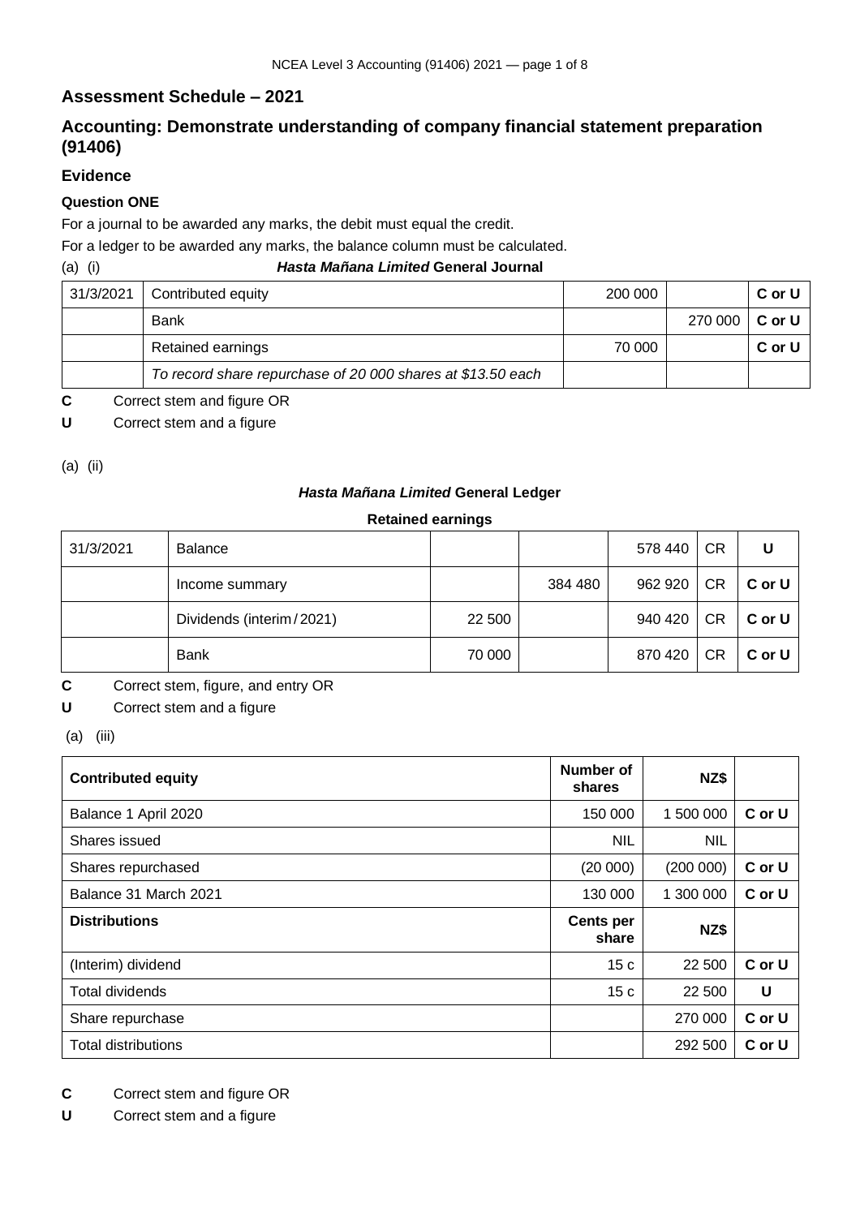## Assessment Schedule – 2021

## Accounting: Demonstrate understanding of company financial statement preparation (91406)

### Evidence

#### Question ONE

For a journal to be awarded any marks, the debit must equal the credit.

For a ledger to be awarded any marks, the balance column must be calculated.

(a) (i) ***Hasta Mañana Limited* General Journal**

| | | | | |
|---|---|---|---|---|
| 31/3/2021 | Contributed equity | 200 000 | | **C or U** |
| | Bank | | 270 000 | **C or U** |
| | Retained earnings | 70 000 | | **C or U** |
| | *To record share repurchase of 20 000 shares at $13.50 each* | | | |

**C** Correct stem and figure OR

**U** Correct stem and a figure

(a) (ii)

***Hasta Mañana Limited* General Ledger**

**Retained earnings**

| | | | | | | |
|---|---|---|---|---|---|---|
| 31/3/2021 | Balance | | | 578 440 | CR | **U** |
| | Income summary | | 384 480 | 962 920 | CR | **C or U** |
| | Dividends (interim / 2021) | 22 500 | | 940 420 | CR | **C or U** |
| | Bank | 70 000 | | 870 420 | CR | **C or U** |

**C** Correct stem, figure, and entry OR

**U** Correct stem and a figure

(a) (iii)

| **Contributed equity** | **Number of shares** | **NZ$** | |
|---|---|---|---|
| Balance 1 April 2020 | 150 000 | 1 500 000 | **C or U** |
| Shares issued | NIL | NIL | |
| Shares repurchased | (20 000) | (200 000) | **C or U** |
| Balance 31 March 2021 | 130 000 | 1 300 000 | **C or U** |
| **Distributions** | **Cents per share** | **NZ$** | |
| (Interim) dividend | 15 c | 22 500 | **C or U** |
| Total dividends | 15 c | 22 500 | **U** |
| Share repurchase | | 270 000 | **C or U** |
| Total distributions | | 292 500 | **C or U** |

**C** Correct stem and figure OR

**U** Correct stem and a figure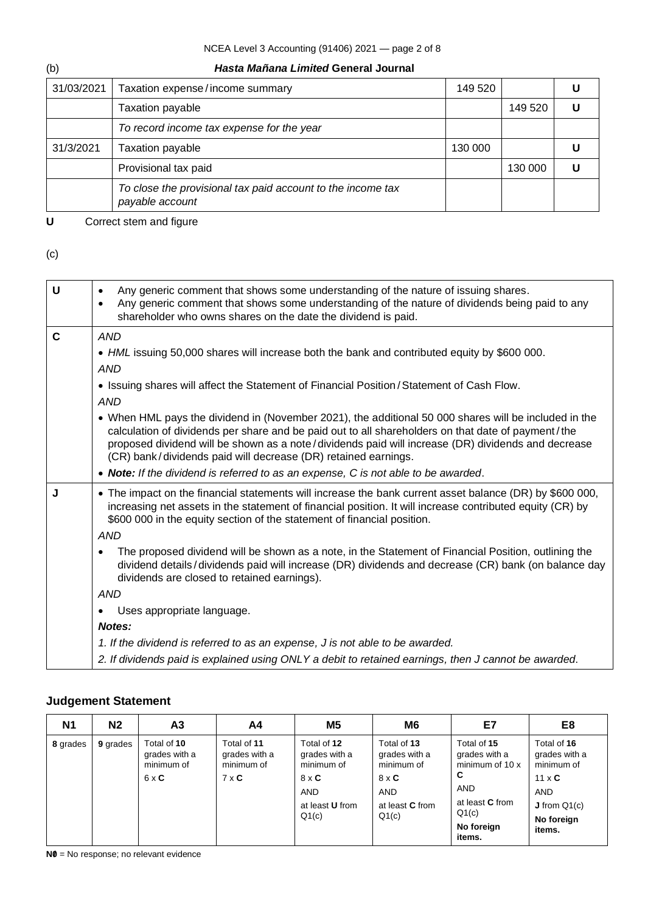(b) ***Hasta Mañana Limited* General Journal**

| | | | | |
|---|---|---|---|---|
| 31/03/2021 | Taxation expense / income summary | 149 520 | | **U** |
| | Taxation payable | | 149 520 | **U** |
| | *To record income tax expense for the year* | | | |
| 31/3/2021 | Taxation payable | 130 000 | | **U** |
| | Provisional tax paid | | 130 000 | **U** |
| | *To close the provisional tax paid account to the income tax payable account* | | | |

**U** Correct stem and figure

(c)

| | |
|---|---|
| **U** | • Any generic comment that shows some understanding of the nature of issuing shares.<br>• Any generic comment that shows some understanding of the nature of dividends being paid to any shareholder who owns shares on the date the dividend is paid. |
| **C** | *AND*<br>• *HML* issuing 50,000 shares will increase both the bank and contributed equity by $600 000.<br>*AND*<br>• Issuing shares will affect the Statement of Financial Position / Statement of Cash Flow.<br>*AND*<br>• When HML pays the dividend in (November 2021), the additional 50 000 shares will be included in the calculation of dividends per share and be paid out to all shareholders on that date of payment / the proposed dividend will be shown as a note / dividends paid will increase (DR) dividends and decrease (CR) bank / dividends paid will decrease (DR) retained earnings.<br>• ***Note:*** *If the dividend is referred to as an expense, C is not able to be awarded*. |
| **J** | • The impact on the financial statements will increase the bank current asset balance (DR) by $600 000, increasing net assets in the statement of financial position. It will increase contributed equity (CR) by $600 000 in the equity section of the statement of financial position.<br>*AND*<br>• The proposed dividend will be shown as a note, in the Statement of Financial Position, outlining the dividend details / dividends paid will increase (DR) dividends and decrease (CR) bank (on balance day dividends are closed to retained earnings).<br>*AND*<br>• Uses appropriate language.<br>***Notes:***<br>*1. If the dividend is referred to as an expense, J is not able to be awarded.*<br>*2. If dividends paid is explained using ONLY a debit to retained earnings, then J cannot be awarded.* |

## Judgement Statement

| N1 | N2 | A3 | A4 | M5 | M6 | E7 | E8 |
|---|---|---|---|---|---|---|---|
| **8** grades | **9** grades | Total of **10** grades with a minimum of 6 x **C** | Total of **11** grades with a minimum of 7 x **C** | Total of **12** grades with a minimum of 8 x **C** AND at least **U** from Q1(c) | Total of **13** grades with a minimum of 8 x **C** AND at least **C** from Q1(c) | Total of **15** grades with a minimum of 10 x **C** AND at least **C** from Q1(c) **No foreign items.** | Total of **16** grades with a minimum of 11 x **C** AND **J** from Q1(c) **No foreign items.** |

**N0** = No response; no relevant evidence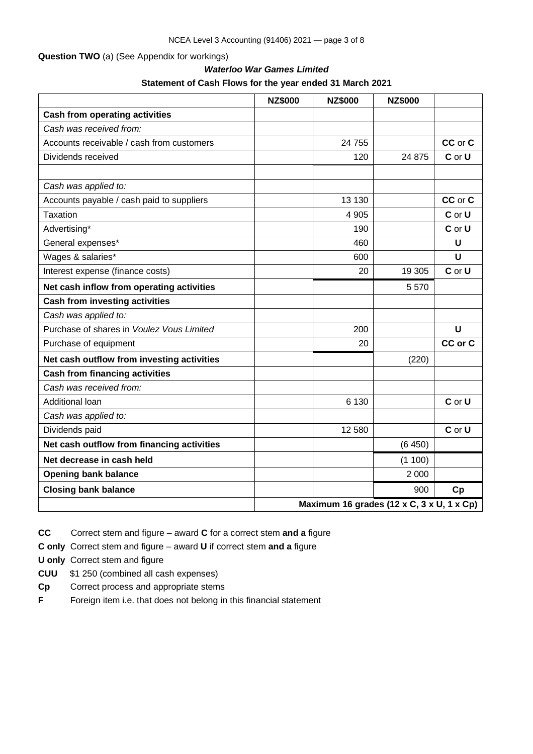**Question TWO** (a) (See Appendix for workings)

***Waterloo War Games Limited***

**Statement of Cash Flows for the year ended 31 March 2021**

| | NZ$000 | NZ$000 | NZ$000 | |
|---|---|---|---|---|
| **Cash from operating activities** | | | | |
| *Cash was received from:* | | | | |
| Accounts receivable / cash from customers | | 24 755 | | **CC** or **C** |
| Dividends received | | 120 | 24 875 | **C** or **U** |
| | | | | |
| *Cash was applied to:* | | | | |
| Accounts payable / cash paid to suppliers | | 13 130 | | **CC** or **C** |
| Taxation | | 4 905 | | **C** or **U** |
| Advertising* | | 190 | | **C** or **U** |
| General expenses* | | 460 | | **U** |
| Wages & salaries* | | 600 | | **U** |
| Interest expense (finance costs) | | 20 | 19 305 | **C** or **U** |
| **Net cash inflow from operating activities** | | | 5 570 | |
| **Cash from investing activities** | | | | |
| *Cash was applied to:* | | | | |
| Purchase of shares in *Voulez Vous Limited* | | 200 | | **U** |
| Purchase of equipment | | 20 | | **CC or C** |
| **Net cash outflow from investing activities** | | | (220) | |
| **Cash from financing activities** | | | | |
| *Cash was received from:* | | | | |
| Additional loan | | 6 130 | | **C** or **U** |
| *Cash was applied to:* | | | | |
| Dividends paid | | 12 580 | | **C** or **U** |
| **Net cash outflow from financing activities** | | | (6 450) | |
| **Net decrease in cash held** | | | (1 100) | |
| **Opening bank balance** | | | 2 000 | |
| **Closing bank balance** | | | 900 | **Cp** |
| | **Maximum 16 grades (12 x C, 3 x U, 1 x Cp)** | | | |

**CC** Correct stem and figure – award **C** for a correct stem **and a** figure

**C only** Correct stem and figure – award **U** if correct stem **and a** figure

**U only** Correct stem and figure

**CUU** $1 250 (combined all cash expenses)

**Cp** Correct process and appropriate stems

**F** Foreign item i.e. that does not belong in this financial statement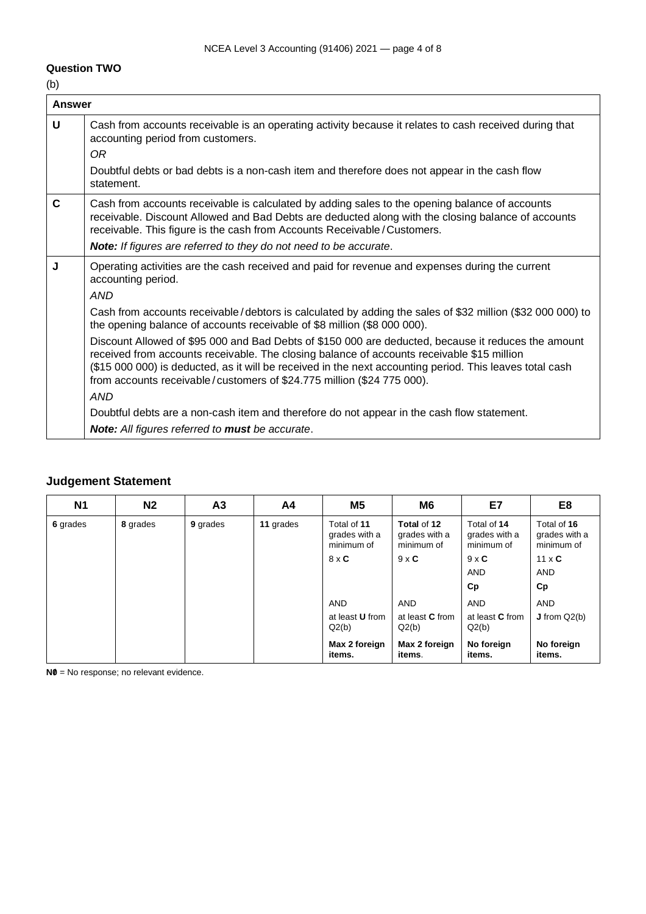**Question TWO**

(b)

| Answer | |
|---|---|
| **U** | Cash from accounts receivable is an operating activity because it relates to cash received during that accounting period from customers.<br>*OR*<br>Doubtful debts or bad debts is a non-cash item and therefore does not appear in the cash flow statement. |
| **C** | Cash from accounts receivable is calculated by adding sales to the opening balance of accounts receivable. Discount Allowed and Bad Debts are deducted along with the closing balance of accounts receivable. This figure is the cash from Accounts Receivable / Customers.<br>***Note:*** *If figures are referred to they do not need to be accurate*. |
| **J** | Operating activities are the cash received and paid for revenue and expenses during the current accounting period.<br>*AND*<br>Cash from accounts receivable / debtors is calculated by adding the sales of $32 million ($32 000 000) to the opening balance of accounts receivable of $8 million ($8 000 000).<br>Discount Allowed of $95 000 and Bad Debts of $150 000 are deducted, because it reduces the amount received from accounts receivable. The closing balance of accounts receivable $15 million ($15 000 000) is deducted, as it will be received in the next accounting period. This leaves total cash from accounts receivable / customers of $24.775 million ($24 775 000).<br>*AND*<br>Doubtful debts are a non-cash item and therefore do not appear in the cash flow statement.<br>***Note:*** *All figures referred to **must** be accurate*. |

## Judgement Statement

| N1 | N2 | A3 | A4 | M5 | M6 | E7 | E8 |
|---|---|---|---|---|---|---|---|
| **6** grades | **8** grades | **9** grades | **11** grades | Total of **11** grades with a minimum of<br>8 x **C**<br><br>AND<br>at least **U** from Q2(b)<br>**Max 2 foreign items.** | **Total** of **12** grades with a minimum of<br>9 x **C**<br><br>AND<br>at least **C** from Q2(b)<br>**Max 2 foreign items**. | Total of **14** grades with a minimum of<br>9 x **C**<br>AND<br>**Cp**<br>AND<br>at least **C** from Q2(b)<br>**No foreign items.** | Total of **16** grades with a minimum of<br>11 x **C**<br>AND<br>**Cp**<br>AND<br>**J** from Q2(b)<br>**No foreign items.** |

**N0** = No response; no relevant evidence.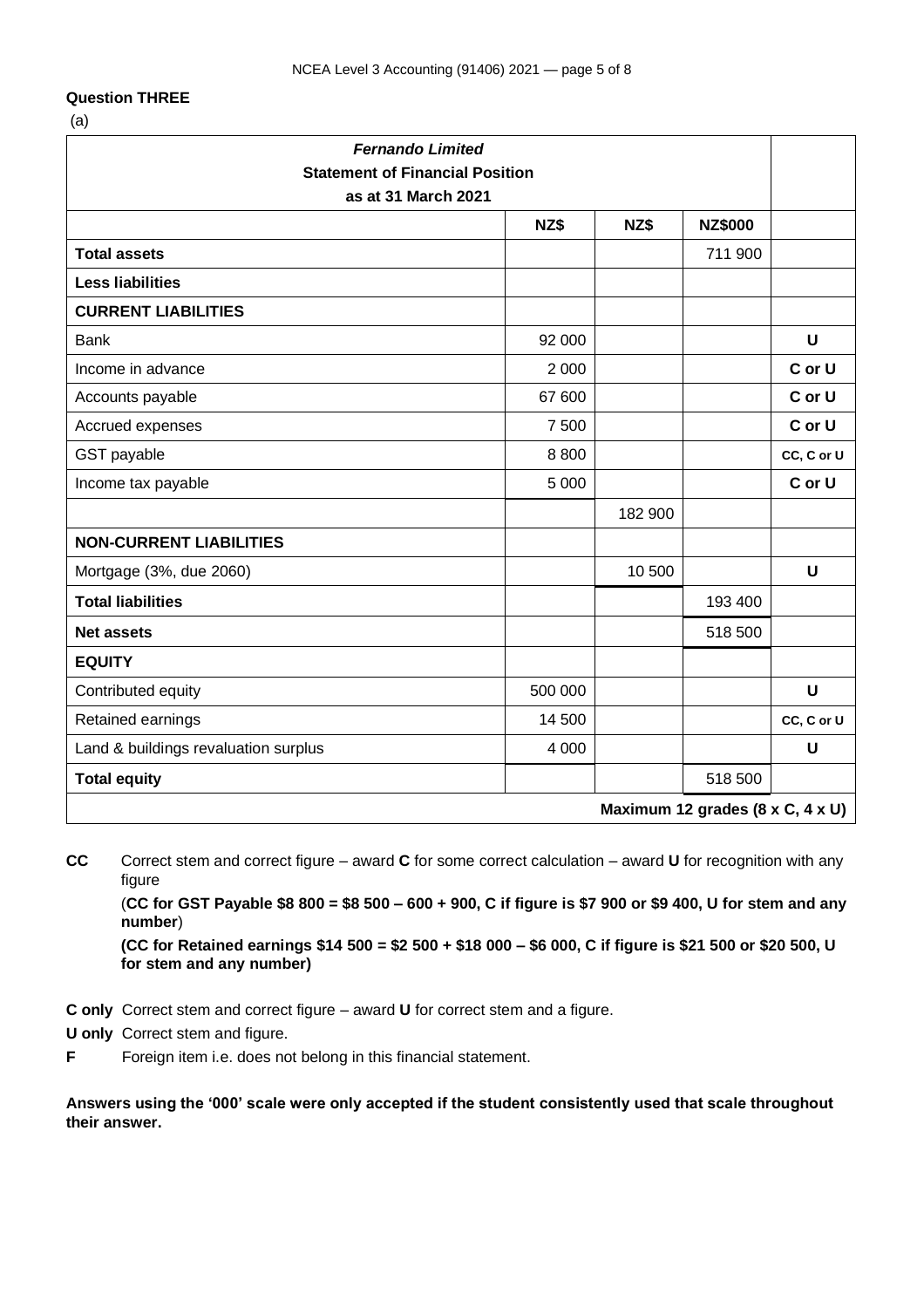**Question THREE**

(a)

| *Fernando Limited* **Statement of Financial Position as at 31 March 2021** | | | | |
|---|---|---|---|---|
| | **NZ$** | **NZ$** | **NZ$000** | |
| **Total assets** | | | 711 900 | |
| **Less liabilities** | | | | |
| **CURRENT LIABILITIES** | | | | |
| Bank | 92 000 | | | **U** |
| Income in advance | 2 000 | | | **C or U** |
| Accounts payable | 67 600 | | | **C or U** |
| Accrued expenses | 7 500 | | | **C or U** |
| GST payable | 8 800 | | | **CC, C or U** |
| Income tax payable | 5 000 | | | **C or U** |
| | | 182 900 | | |
| **NON-CURRENT LIABILITIES** | | | | |
| Mortgage (3%, due 2060) | | 10 500 | | **U** |
| **Total liabilities** | | | 193 400 | |
| **Net assets** | | | 518 500 | |
| **EQUITY** | | | | |
| Contributed equity | 500 000 | | | **U** |
| Retained earnings | 14 500 | | | **CC, C or U** |
| Land & buildings revaluation surplus | 4 000 | | | **U** |
| **Total equity** | | | 518 500 | |
| | | | | **Maximum 12 grades (8 x C, 4 x U)** |

**CC** Correct stem and correct figure – award **C** for some correct calculation – award **U** for recognition with any figure

(**CC for GST Payable $8 800 = $8 500 – 600 + 900, C if figure is $7 900 or $9 400, U for stem and any number**)

**(CC for Retained earnings $14 500 = $2 500 + $18 000 – $6 000, C if figure is $21 500 or $20 500, U for stem and any number)**

**C only** Correct stem and correct figure – award **U** for correct stem and a figure.

**U only** Correct stem and figure.

**F** Foreign item i.e. does not belong in this financial statement.

**Answers using the '000' scale were only accepted if the student consistently used that scale throughout their answer.**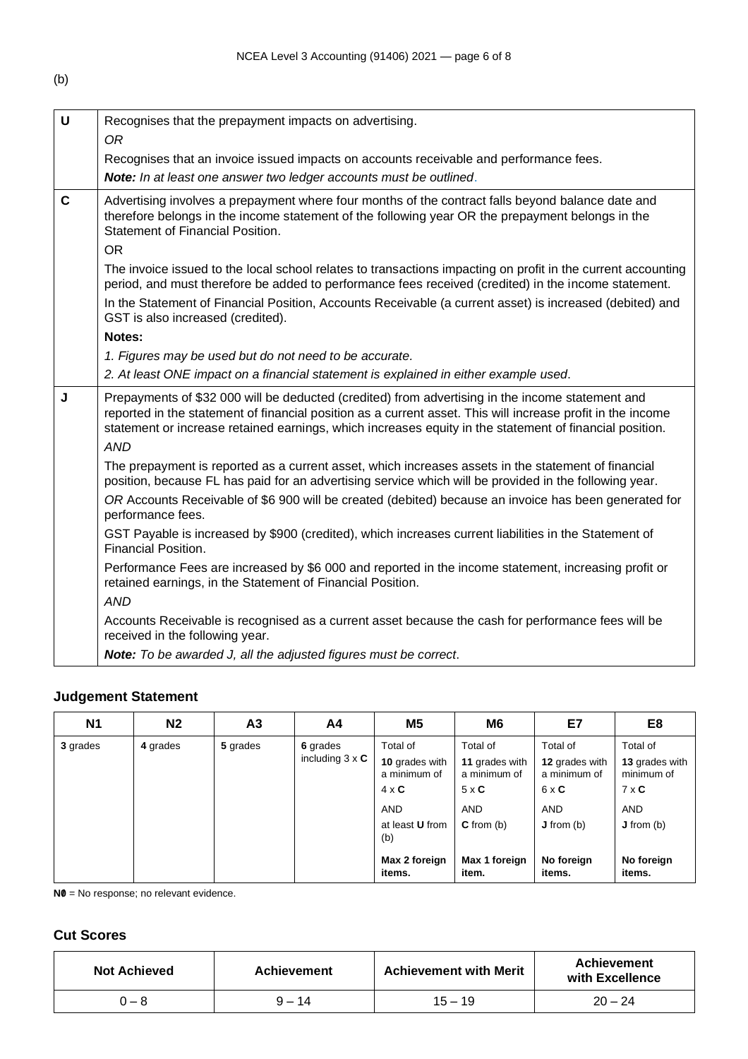(b)

| | |
|---|---|
| **U** | Recognises that the prepayment impacts on advertising.<br>*OR*<br>Recognises that an invoice issued impacts on accounts receivable and performance fees.<br>***Note:** In at least one answer two ledger accounts must be outlined*. |
| **C** | Advertising involves a prepayment where four months of the contract falls beyond balance date and therefore belongs in the income statement of the following year OR the prepayment belongs in the Statement of Financial Position.<br>OR<br>The invoice issued to the local school relates to transactions impacting on profit in the current accounting period, and must therefore be added to performance fees received (credited) in the income statement.<br>In the Statement of Financial Position, Accounts Receivable (a current asset) is increased (debited) and GST is also increased (credited).<br>**Notes:**<br>*1. Figures may be used but do not need to be accurate.*<br>*2. At least ONE impact on a financial statement is explained in either example used*. |
| **J** | Prepayments of \$32 000 will be deducted (credited) from advertising in the income statement and reported in the statement of financial position as a current asset. This will increase profit in the income statement or increase retained earnings, which increases equity in the statement of financial position.<br>*AND*<br>The prepayment is reported as a current asset, which increases assets in the statement of financial position, because FL has paid for an advertising service which will be provided in the following year.<br>*OR* Accounts Receivable of \$6 900 will be created (debited) because an invoice has been generated for performance fees.<br>GST Payable is increased by \$900 (credited), which increases current liabilities in the Statement of Financial Position.<br>Performance Fees are increased by \$6 000 and reported in the income statement, increasing profit or retained earnings, in the Statement of Financial Position.<br>*AND*<br>Accounts Receivable is recognised as a current asset because the cash for performance fees will be received in the following year.<br>***Note:** To be awarded J, all the adjusted figures must be correct*. |

## Judgement Statement

| N1 | N2 | A3 | A4 | M5 | M6 | E7 | E8 |
|---|---|---|---|---|---|---|---|
| **3** grades | **4** grades | **5** grades | **6** grades including 3 x **C** | Total of **10** grades with a minimum of 4 x **C**<br>AND<br>at least **U** from (b)<br>**Max 2 foreign items.** | Total of **11** grades with a minimum of 5 x **C**<br>AND<br>**C** from (b)<br>**Max 1 foreign item.** | Total of **12** grades with a minimum of 6 x **C**<br>AND<br>**J** from (b)<br>**No foreign items.** | Total of **13** grades with minimum of 7 x **C**<br>AND<br>**J** from (b)<br>**No foreign items.** |

**N0** = No response; no relevant evidence.

## Cut Scores

| Not Achieved | Achievement | Achievement with Merit | Achievement with Excellence |
|---|---|---|---|
| 0 – 8 | 9 – 14 | 15 – 19 | 20 – 24 |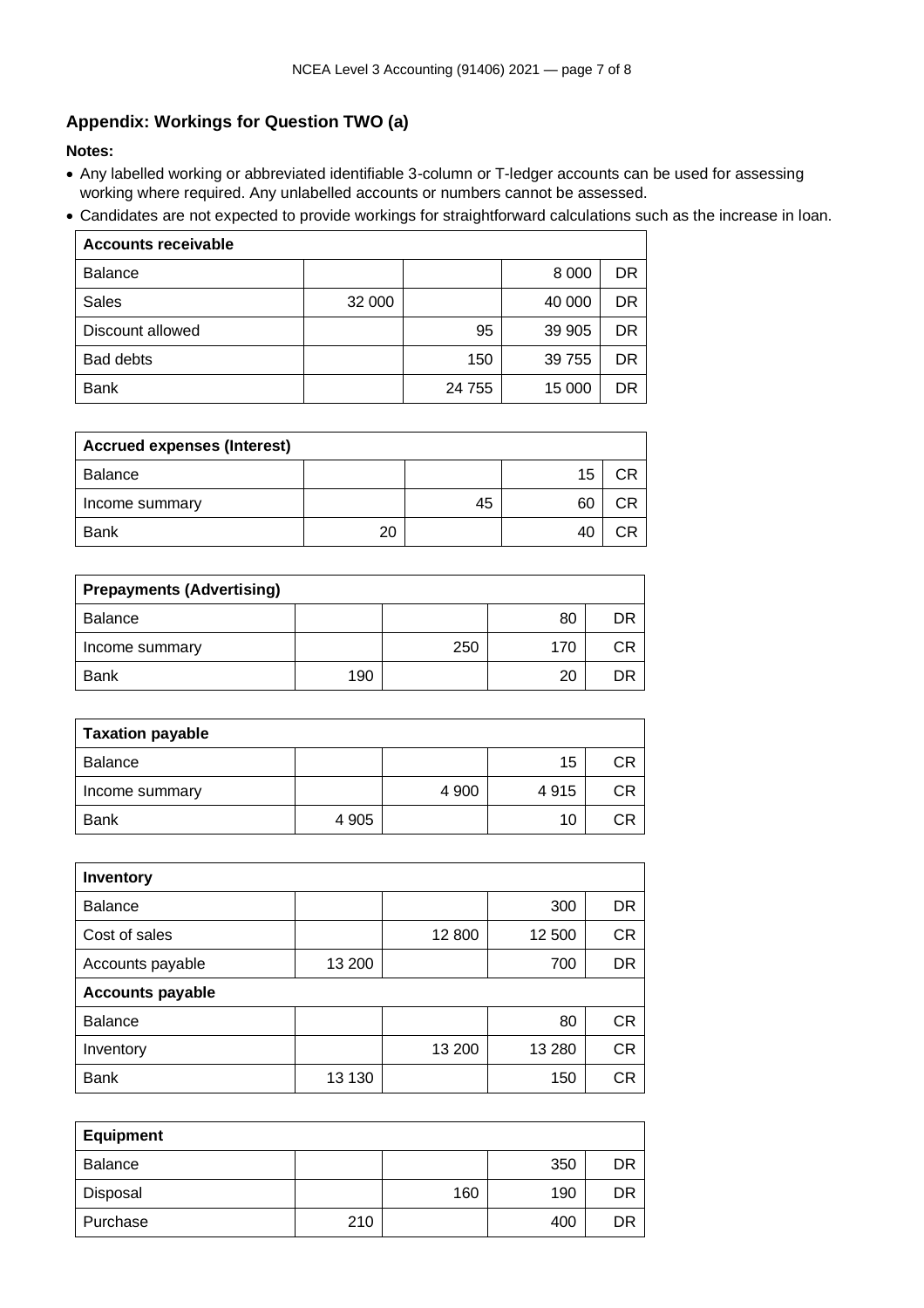## Appendix: Workings for Question TWO (a)

**Notes:**

- Any labelled working or abbreviated identifiable 3-column or T-ledger accounts can be used for assessing working where required. Any unlabelled accounts or numbers cannot be assessed.
- Candidates are not expected to provide workings for straightforward calculations such as the increase in loan.

| **Accounts receivable** | | | | |
|---|---|---|---|---|
| Balance | | | 8 000 | DR |
| Sales | 32 000 | | 40 000 | DR |
| Discount allowed | | 95 | 39 905 | DR |
| Bad debts | | 150 | 39 755 | DR |
| Bank | | 24 755 | 15 000 | DR |

| **Accrued expenses (Interest)** | | | | |
|---|---|---|---|---|
| Balance | | | 15 | CR |
| Income summary | | 45 | 60 | CR |
| Bank | 20 | | 40 | CR |

| **Prepayments (Advertising)** | | | | |
|---|---|---|---|---|
| Balance | | | 80 | DR |
| Income summary | | 250 | 170 | CR |
| Bank | 190 | | 20 | DR |

| **Taxation payable** | | | | |
|---|---|---|---|---|
| Balance | | | 15 | CR |
| Income summary | | 4 900 | 4 915 | CR |
| Bank | 4 905 | | 10 | CR |

| **Inventory** | | | | |
|---|---|---|---|---|
| Balance | | | 300 | DR |
| Cost of sales | | 12 800 | 12 500 | CR |
| Accounts payable | 13 200 | | 700 | DR |
| **Accounts payable** | | | | |
| Balance | | | 80 | CR |
| Inventory | | 13 200 | 13 280 | CR |
| Bank | 13 130 | | 150 | CR |

| **Equipment** | | | | |
|---|---|---|---|---|
| Balance | | | 350 | DR |
| Disposal | | 160 | 190 | DR |
| Purchase | 210 | | 400 | DR |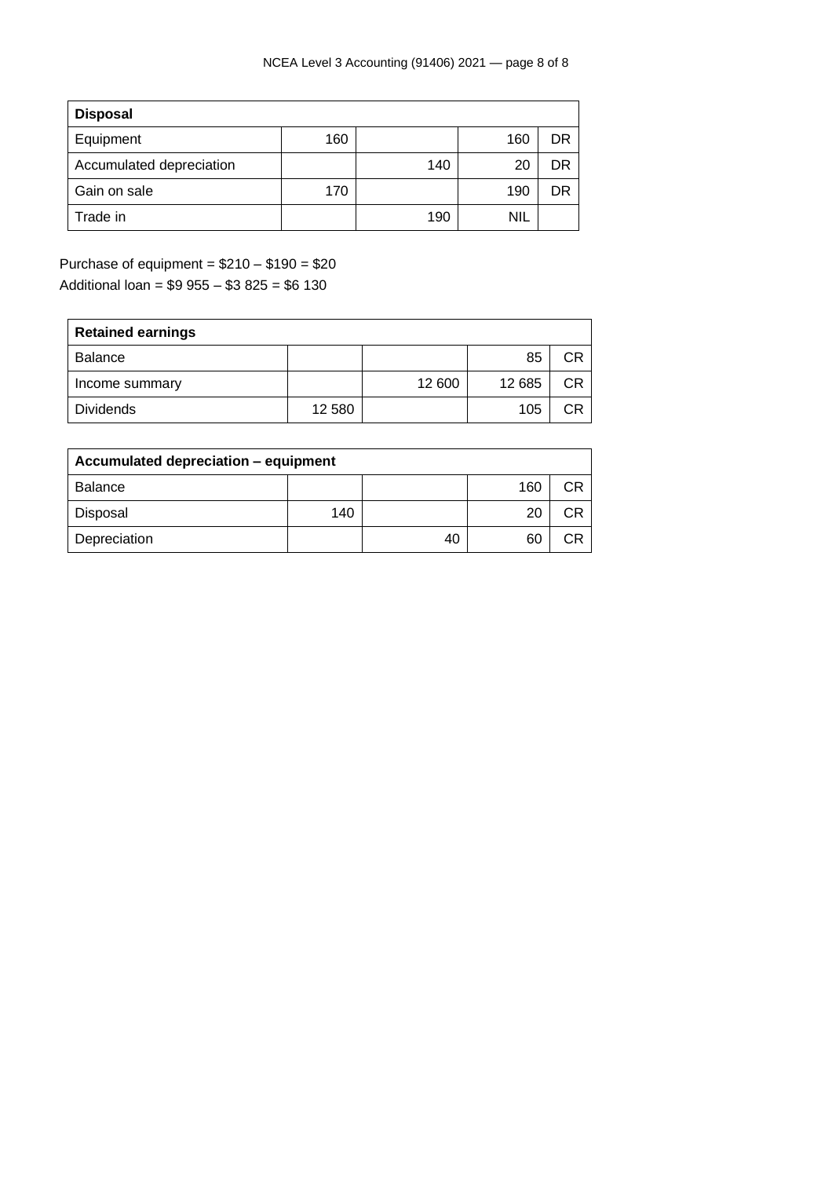| Disposal | | | | |
|---|---|---|---|---|
| Equipment | 160 | | 160 | DR |
| Accumulated depreciation | | 140 | 20 | DR |
| Gain on sale | 170 | | 190 | DR |
| Trade in | | 190 | NIL | |

Purchase of equipment = $210 – $190 = $20

Additional loan = $9 955 – $3 825 = $6 130

| Retained earnings | | | | |
|---|---|---|---|---|
| Balance | | | 85 | CR |
| Income summary | | 12 600 | 12 685 | CR |
| Dividends | 12 580 | | 105 | CR |

| Accumulated depreciation – equipment | | | | |
|---|---|---|---|---|
| Balance | | | 160 | CR |
| Disposal | 140 | | 20 | CR |
| Depreciation | | 40 | 60 | CR |